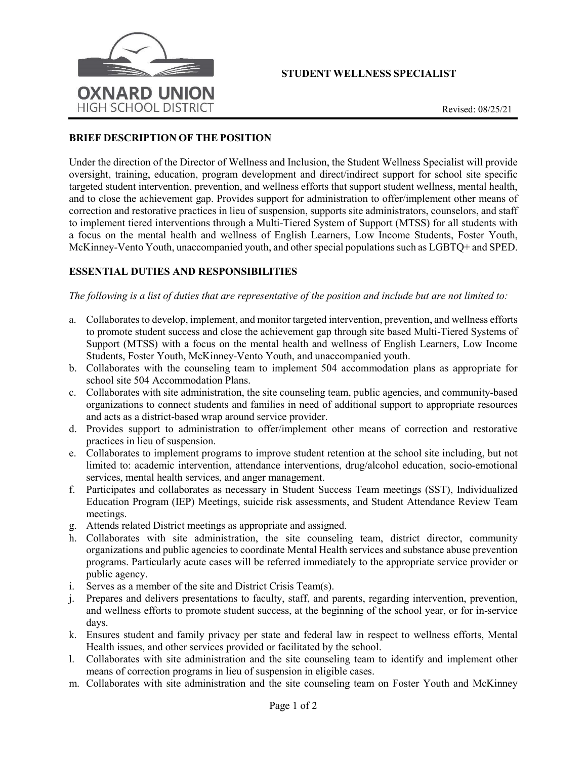OXNARD UNION
HIGH SCHOOL DISTRICT

# STUDENT WELLNESS SPECIALIST

Revised: 08/25/21

## BRIEF DESCRIPTION OF THE POSITION

Under the direction of the Director of Wellness and Inclusion, the Student Wellness Specialist will provide oversight, training, education, program development and direct/indirect support for school site specific targeted student intervention, prevention, and wellness efforts that support student wellness, mental health, and to close the achievement gap. Provides support for administration to offer/implement other means of correction and restorative practices in lieu of suspension, supports site administrators, counselors, and staff to implement tiered interventions through a Multi-Tiered System of Support (MTSS) for all students with a focus on the mental health and wellness of English Learners, Low Income Students, Foster Youth, McKinney-Vento Youth, unaccompanied youth, and other special populations such as LGBTQ+ and SPED.

## ESSENTIAL DUTIES AND RESPONSIBILITIES

*The following is a list of duties that are representative of the position and include but are not limited to:*

a. Collaborates to develop, implement, and monitor targeted intervention, prevention, and wellness efforts to promote student success and close the achievement gap through site based Multi-Tiered Systems of Support (MTSS) with a focus on the mental health and wellness of English Learners, Low Income Students, Foster Youth, McKinney-Vento Youth, and unaccompanied youth.
b. Collaborates with the counseling team to implement 504 accommodation plans as appropriate for school site 504 Accommodation Plans.
c. Collaborates with site administration, the site counseling team, public agencies, and community-based organizations to connect students and families in need of additional support to appropriate resources and acts as a district-based wrap around service provider.
d. Provides support to administration to offer/implement other means of correction and restorative practices in lieu of suspension.
e. Collaborates to implement programs to improve student retention at the school site including, but not limited to: academic intervention, attendance interventions, drug/alcohol education, socio-emotional services, mental health services, and anger management.
f. Participates and collaborates as necessary in Student Success Team meetings (SST), Individualized Education Program (IEP) Meetings, suicide risk assessments, and Student Attendance Review Team meetings.
g. Attends related District meetings as appropriate and assigned.
h. Collaborates with site administration, the site counseling team, district director, community organizations and public agencies to coordinate Mental Health services and substance abuse prevention programs. Particularly acute cases will be referred immediately to the appropriate service provider or public agency.
i. Serves as a member of the site and District Crisis Team(s).
j. Prepares and delivers presentations to faculty, staff, and parents, regarding intervention, prevention, and wellness efforts to promote student success, at the beginning of the school year, or for in-service days.
k. Ensures student and family privacy per state and federal law in respect to wellness efforts, Mental Health issues, and other services provided or facilitated by the school.
l. Collaborates with site administration and the site counseling team to identify and implement other means of correction programs in lieu of suspension in eligible cases.
m. Collaborates with site administration and the site counseling team on Foster Youth and McKinney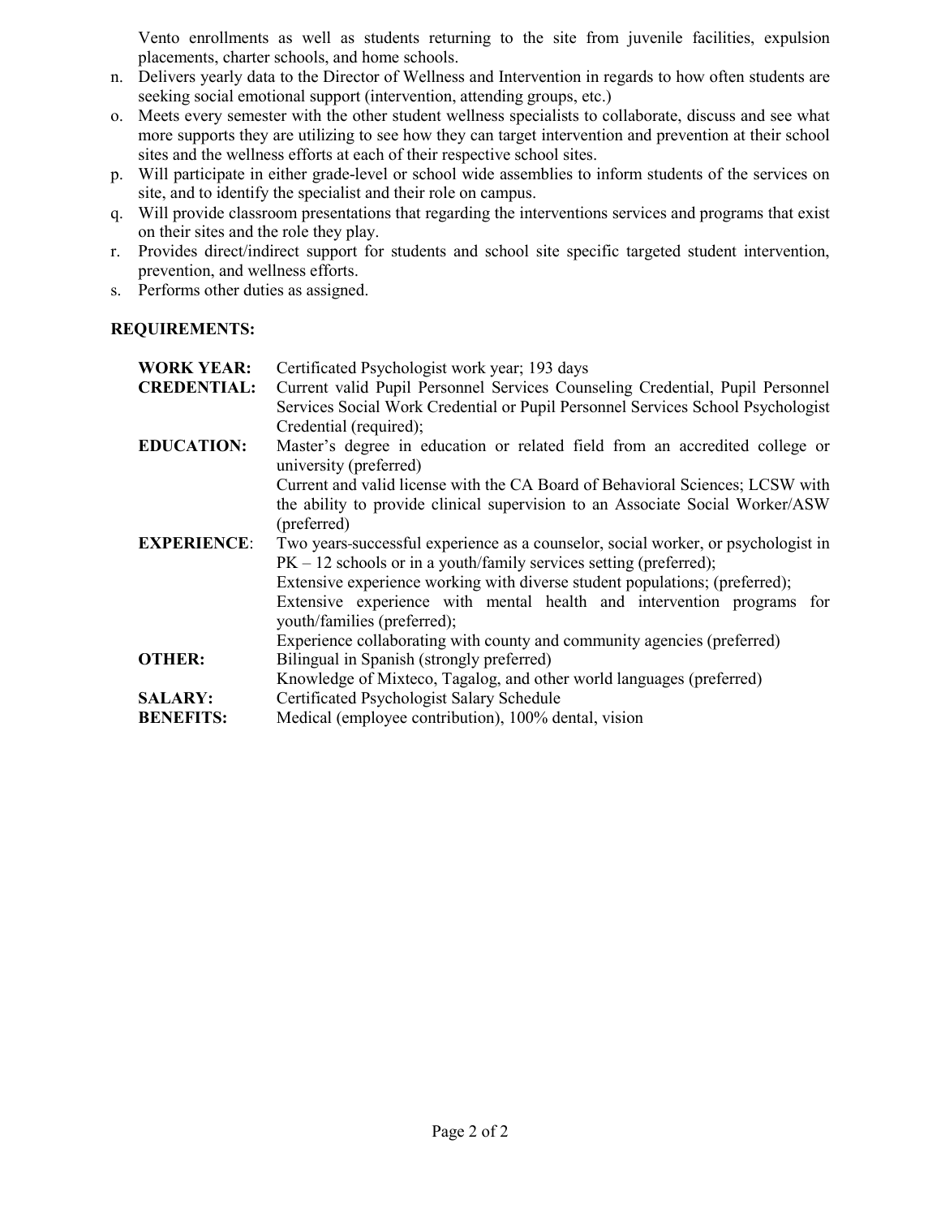Vento enrollments as well as students returning to the site from juvenile facilities, expulsion placements, charter schools, and home schools.

n. Delivers yearly data to the Director of Wellness and Intervention in regards to how often students are seeking social emotional support (intervention, attending groups, etc.)
o. Meets every semester with the other student wellness specialists to collaborate, discuss and see what more supports they are utilizing to see how they can target intervention and prevention at their school sites and the wellness efforts at each of their respective school sites.
p. Will participate in either grade-level or school wide assemblies to inform students of the services on site, and to identify the specialist and their role on campus.
q. Will provide classroom presentations that regarding the interventions services and programs that exist on their sites and the role they play.
r. Provides direct/indirect support for students and school site specific targeted student intervention, prevention, and wellness efforts.
s. Performs other duties as assigned.

**REQUIREMENTS:**

| | |
|---|---|
| **WORK YEAR:** | Certificated Psychologist work year; 193 days |
| **CREDENTIAL:** | Current valid Pupil Personnel Services Counseling Credential, Pupil Personnel Services Social Work Credential or Pupil Personnel Services School Psychologist Credential (required); |
| **EDUCATION:** | Master's degree in education or related field from an accredited college or university (preferred)<br>Current and valid license with the CA Board of Behavioral Sciences; LCSW with the ability to provide clinical supervision to an Associate Social Worker/ASW (preferred) |
| **EXPERIENCE**: | Two years successful experience as a counselor, social worker, or psychologist in PK – 12 schools or in a youth/family services setting (preferred);<br>Extensive experience working with diverse student populations; (preferred);<br>Extensive experience with mental health and intervention programs for youth/families (preferred);<br>Experience collaborating with county and community agencies (preferred) |
| **OTHER:** | Bilingual in Spanish (strongly preferred)<br>Knowledge of Mixteco, Tagalog, and other world languages (preferred) |
| **SALARY:** | Certificated Psychologist Salary Schedule |
| **BENEFITS:** | Medical (employee contribution), 100% dental, vision |